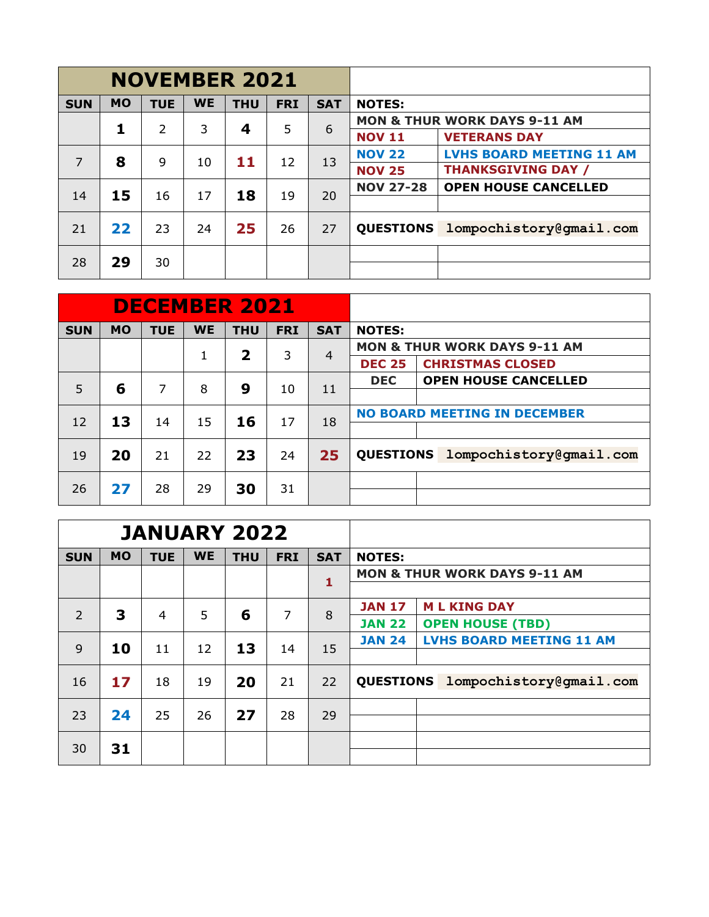## NOVEMBER 2021

| SUN | MO | TUE | WE | THU | FRI | SAT |
|---|---|---|---|---|---|---|
| | **1** | 2 | 3 | **4** | 5 | 6 |
| 7 | **8** | 9 | 10 | **11** | 12 | 13 |
| 14 | **15** | 16 | 17 | **18** | 19 | 20 |
| 21 | **22** | 23 | 24 | **25** | 26 | 27 |
| 28 | **29** | 30 | | | | |

**NOTES:**

**MON & THUR WORK DAYS 9-11 AM**

| | |
|---|---|
| **NOV 11** | **VETERANS DAY** |
| **NOV 22** | **LVHS BOARD MEETING 11 AM** |
| **NOV 25** | **THANKSGIVING DAY /** |
| **NOV 27-28** | **OPEN HOUSE CANCELLED** |
| **QUESTIONS** | lompochistory@gmail.com |

## DECEMBER 2021

| SUN | MO | TUE | WE | THU | FRI | SAT |
|---|---|---|---|---|---|---|
| | | | 1 | **2** | 3 | 4 |
| 5 | **6** | 7 | 8 | **9** | 10 | 11 |
| 12 | **13** | 14 | 15 | **16** | 17 | 18 |
| 19 | **20** | 21 | 22 | **23** | 24 | **25** |
| 26 | **27** | 28 | 29 | **30** | 31 | |

**NOTES:**

**MON & THUR WORK DAYS 9-11 AM**

| | |
|---|---|
| **DEC 25** | **CHRISTMAS CLOSED** |
| **DEC** | **OPEN HOUSE CANCELLED** |

**NO BOARD MEETING IN DECEMBER**

| | |
|---|---|
| **QUESTIONS** | lompochistory@gmail.com |

## JANUARY 2022

| SUN | MO | TUE | WE | THU | FRI | SAT |
|---|---|---|---|---|---|---|
| | | | | | | **1** |
| 2 | **3** | 4 | 5 | **6** | 7 | 8 |
| 9 | **10** | 11 | 12 | **13** | 14 | 15 |
| 16 | **17** | 18 | 19 | **20** | 21 | 22 |
| 23 | **24** | 25 | 26 | **27** | 28 | 29 |
| 30 | **31** | | | | | |

**NOTES:**

**MON & THUR WORK DAYS 9-11 AM**

| | |
|---|---|
| **JAN 17** | **M L KING DAY** |
| **JAN 22** | **OPEN HOUSE (TBD)** |
| **JAN 24** | **LVHS BOARD MEETING 11 AM** |
| **QUESTIONS** | lompochistory@gmail.com |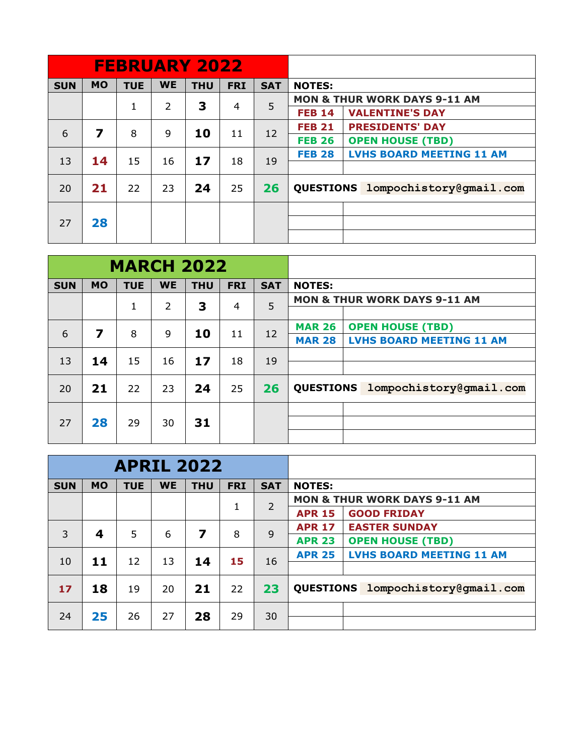## FEBRUARY 2022

| SUN | MO | TUE | WE | THU | FRI | SAT |
|---|---|---|---|---|---|---|
| | | 1 | 2 | **3** | 4 | 5 |
| 6 | **7** | 8 | 9 | **10** | 11 | 12 |
| 13 | **14** | 15 | 16 | **17** | 18 | 19 |
| 20 | **21** | 22 | 23 | **24** | 25 | **26** |
| 27 | **28** | | | | | |

**NOTES:**

**MON & THUR WORK DAYS 9-11 AM**

| | |
|---|---|
| **FEB 14** | **VALENTINE'S DAY** |
| **FEB 21** | **PRESIDENTS' DAY** |
| **FEB 26** | **OPEN HOUSE (TBD)** |
| **FEB 28** | **LVHS BOARD MEETING 11 AM** |

**QUESTIONS** lompochistory@gmail.com

## MARCH 2022

| SUN | MO | TUE | WE | THU | FRI | SAT |
|---|---|---|---|---|---|---|
| | | 1 | 2 | **3** | 4 | 5 |
| 6 | **7** | 8 | 9 | **10** | 11 | 12 |
| 13 | **14** | 15 | 16 | **17** | 18 | 19 |
| 20 | **21** | 22 | 23 | **24** | 25 | **26** |
| 27 | **28** | 29 | 30 | **31** | | |

**NOTES:**

**MON & THUR WORK DAYS 9-11 AM**

| | |
|---|---|
| **MAR 26** | **OPEN HOUSE (TBD)** |
| **MAR 28** | **LVHS BOARD MEETING 11 AM** |

**QUESTIONS** lompochistory@gmail.com

## APRIL 2022

| SUN | MO | TUE | WE | THU | FRI | SAT |
|---|---|---|---|---|---|---|
| | | | | | 1 | 2 |
| 3 | **4** | 5 | 6 | **7** | 8 | 9 |
| 10 | **11** | 12 | 13 | **14** | **15** | 16 |
| **17** | **18** | 19 | 20 | **21** | 22 | **23** |
| 24 | **25** | 26 | 27 | **28** | 29 | 30 |

**NOTES:**

**MON & THUR WORK DAYS 9-11 AM**

| | |
|---|---|
| **APR 15** | **GOOD FRIDAY** |
| **APR 17** | **EASTER SUNDAY** |
| **APR 23** | **OPEN HOUSE (TBD)** |
| **APR 25** | **LVHS BOARD MEETING 11 AM** |

**QUESTIONS** lompochistory@gmail.com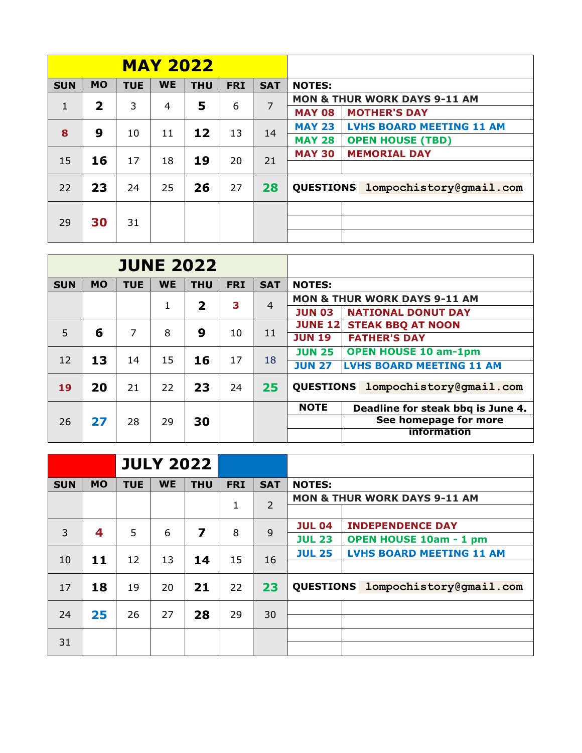## MAY 2022

| SUN | MO | TUE | WE | THU | FRI | SAT |
|---|---|---|---|---|---|---|
| 1 | **2** | 3 | 4 | **5** | 6 | 7 |
| 8 | **9** | 10 | 11 | **12** | 13 | 14 |
| 15 | **16** | 17 | 18 | **19** | 20 | 21 |
| 22 | **23** | 24 | 25 | **26** | 27 | **28** |
| 29 | **30** | 31 | | | | |

**NOTES:**

**MON & THUR WORK DAYS 9-11 AM**

| | |
|---|---|
| **MAY 08** | **MOTHER'S DAY** |
| **MAY 23** | **LVHS BOARD MEETING 11 AM** |
| **MAY 28** | **OPEN HOUSE (TBD)** |
| **MAY 30** | **MEMORIAL DAY** |

**QUESTIONS** lompochistory@gmail.com

## JUNE 2022

| SUN | MO | TUE | WE | THU | FRI | SAT |
|---|---|---|---|---|---|---|
| | | | 1 | **2** | **3** | 4 |
| 5 | **6** | 7 | 8 | **9** | 10 | 11 |
| 12 | **13** | 14 | 15 | **16** | 17 | 18 |
| **19** | **20** | 21 | 22 | **23** | 24 | **25** |
| 26 | **27** | 28 | 29 | **30** | | |

**NOTES:**

**MON & THUR WORK DAYS 9-11 AM**

| | |
|---|---|
| **JUN 03** | **NATIONAL DONUT DAY** |
| **JUNE 12** | **STEAK BBQ AT NOON** |
| **JUN 19** | **FATHER'S DAY** |
| **JUN 25** | **OPEN HOUSE 10 am-1pm** |
| **JUN 27** | **LVHS BOARD MEETING 11 AM** |

**QUESTIONS** lompochistory@gmail.com

**NOTE** **Deadline for steak bbq is June 4. See homepage for more information**

## JULY 2022

| SUN | MO | TUE | WE | THU | FRI | SAT |
|---|---|---|---|---|---|---|
| | | | | | 1 | 2 |
| 3 | **4** | 5 | 6 | **7** | 8 | 9 |
| 10 | **11** | 12 | 13 | **14** | 15 | 16 |
| 17 | **18** | 19 | 20 | **21** | 22 | **23** |
| 24 | **25** | 26 | 27 | **28** | 29 | 30 |
| 31 | | | | | | |

**NOTES:**

**MON & THUR WORK DAYS 9-11 AM**

| | |
|---|---|
| **JUL 04** | **INDEPENDENCE DAY** |
| **JUL 23** | **OPEN HOUSE 10am - 1 pm** |
| **JUL 25** | **LVHS BOARD MEETING 11 AM** |

**QUESTIONS** lompochistory@gmail.com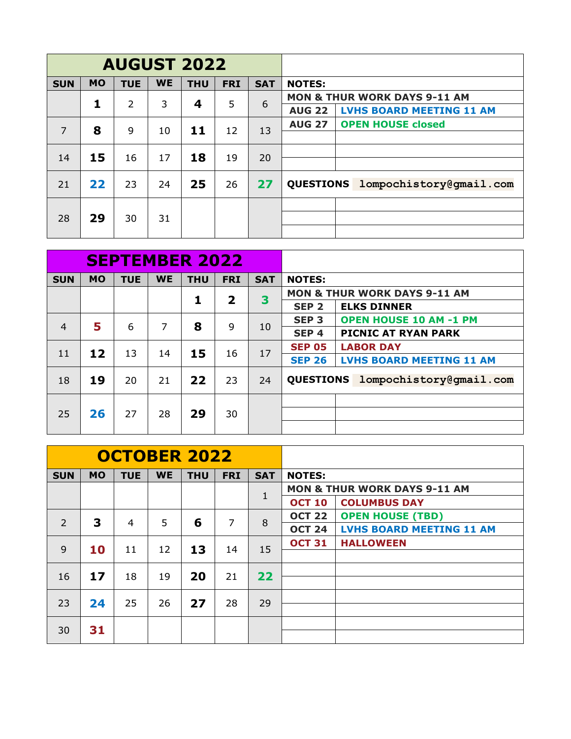## AUGUST 2022

| SUN | MO | TUE | WE | THU | FRI | SAT |
|---|---|---|---|---|---|---|
| | **1** | 2 | 3 | **4** | 5 | 6 |
| 7 | **8** | 9 | 10 | **11** | 12 | 13 |
| 14 | **15** | 16 | 17 | **18** | 19 | 20 |
| 21 | **22** | 23 | 24 | **25** | 26 | **27** |
| 28 | **29** | 30 | 31 | | | |

**NOTES:**

**MON & THUR WORK DAYS 9-11 AM**

| | |
|---|---|
| **AUG 22** | **LVHS BOARD MEETING 11 AM** |
| **AUG 27** | **OPEN HOUSE closed** |

**QUESTIONS** lompochistory@gmail.com

## SEPTEMBER 2022

| SUN | MO | TUE | WE | THU | FRI | SAT |
|---|---|---|---|---|---|---|
| | | | | **1** | **2** | **3** |
| 4 | **5** | 6 | 7 | **8** | 9 | 10 |
| 11 | **12** | 13 | 14 | **15** | 16 | 17 |
| 18 | **19** | 20 | 21 | **22** | 23 | 24 |
| 25 | **26** | 27 | 28 | **29** | 30 | |

**NOTES:**

**MON & THUR WORK DAYS 9-11 AM**

| | |
|---|---|
| **SEP 2** | **ELKS DINNER** |
| **SEP 3** | **OPEN HOUSE 10 AM -1 PM** |
| **SEP 4** | **PICNIC AT RYAN PARK** |
| **SEP 05** | **LABOR DAY** |
| **SEP 26** | **LVHS BOARD MEETING 11 AM** |

**QUESTIONS** lompochistory@gmail.com

## OCTOBER 2022

| SUN | MO | TUE | WE | THU | FRI | SAT |
|---|---|---|---|---|---|---|
| | | | | | | 1 |
| 2 | **3** | 4 | 5 | **6** | 7 | 8 |
| 9 | **10** | 11 | 12 | **13** | 14 | 15 |
| 16 | **17** | 18 | 19 | **20** | 21 | **22** |
| 23 | **24** | 25 | 26 | **27** | 28 | 29 |
| 30 | **31** | | | | | |

**NOTES:**

**MON & THUR WORK DAYS 9-11 AM**

| | |
|---|---|
| **OCT 10** | **COLUMBUS DAY** |
| **OCT 22** | **OPEN HOUSE (TBD)** |
| **OCT 24** | **LVHS BOARD MEETING 11 AM** |
| **OCT 31** | **HALLOWEEN** |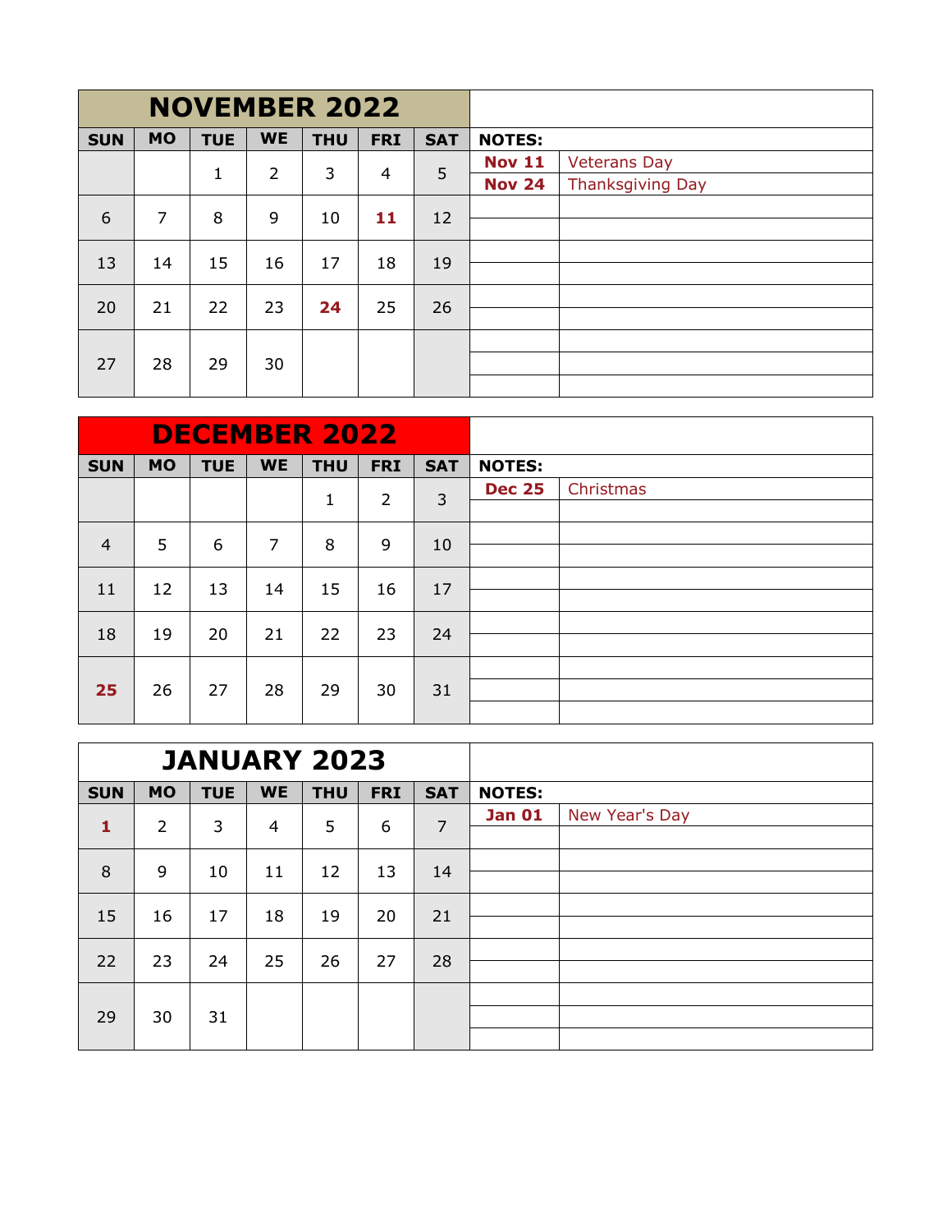## NOVEMBER 2022

| SUN | MO | TUE | WE | THU | FRI | SAT |
|---|---|---|---|---|---|---|
| | | 1 | 2 | 3 | 4 | 5 |
| 6 | 7 | 8 | 9 | 10 | **11** | 12 |
| 13 | 14 | 15 | 16 | 17 | 18 | 19 |
| 20 | 21 | 22 | 23 | **24** | 25 | 26 |
| 27 | 28 | 29 | 30 | | | |

| NOTES: | |
|---|---|
| **Nov 11** | Veterans Day |
| **Nov 24** | Thanksgiving Day |

## DECEMBER 2022

| SUN | MO | TUE | WE | THU | FRI | SAT |
|---|---|---|---|---|---|---|
| | | | | 1 | 2 | 3 |
| 4 | 5 | 6 | 7 | 8 | 9 | 10 |
| 11 | 12 | 13 | 14 | 15 | 16 | 17 |
| 18 | 19 | 20 | 21 | 22 | 23 | 24 |
| **25** | 26 | 27 | 28 | 29 | 30 | 31 |

| NOTES: | |
|---|---|
| **Dec 25** | Christmas |

## JANUARY 2023

| SUN | MO | TUE | WE | THU | FRI | SAT |
|---|---|---|---|---|---|---|
| **1** | 2 | 3 | 4 | 5 | 6 | 7 |
| 8 | 9 | 10 | 11 | 12 | 13 | 14 |
| 15 | 16 | 17 | 18 | 19 | 20 | 21 |
| 22 | 23 | 24 | 25 | 26 | 27 | 28 |
| 29 | 30 | 31 | | | | |

| NOTES: | |
|---|---|
| **Jan 01** | New Year's Day |